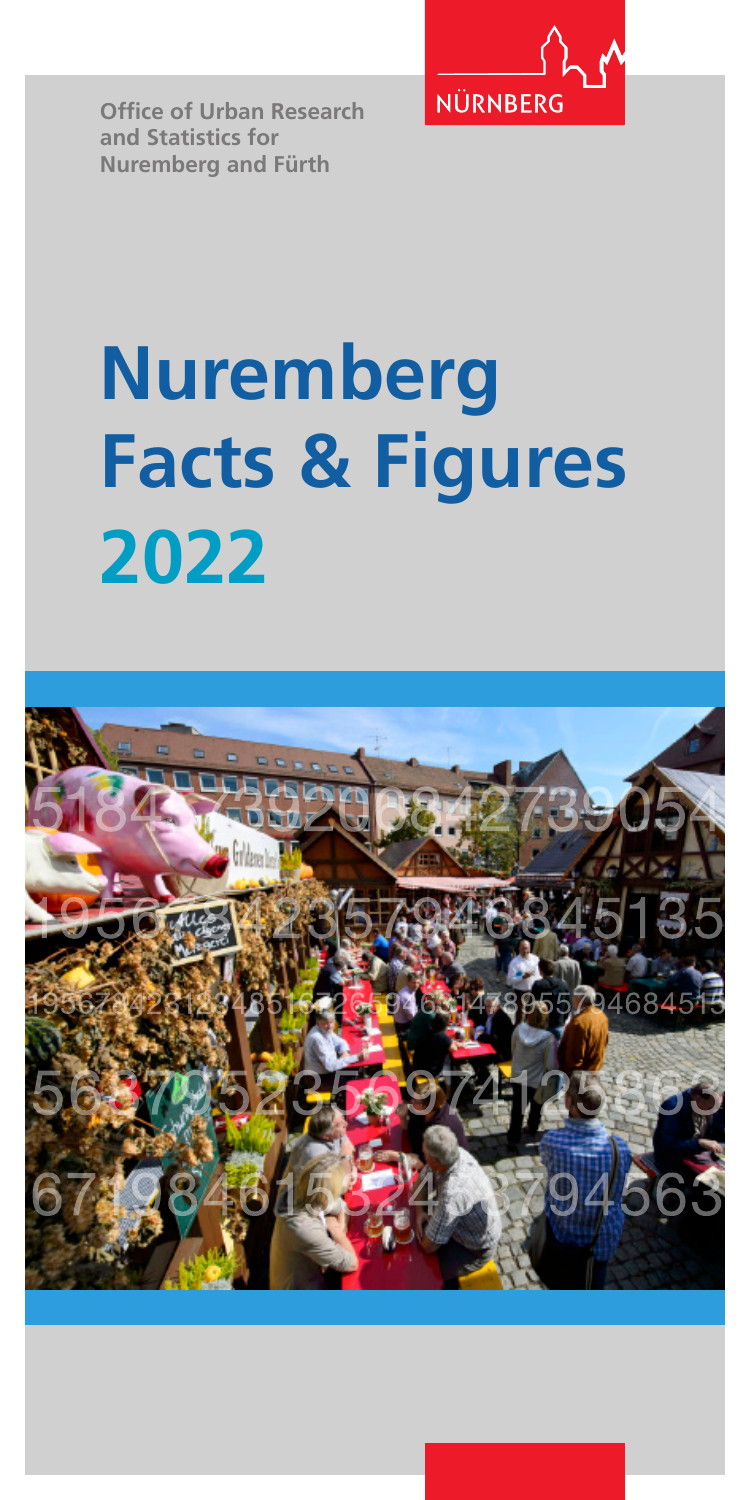Office of Urban Research and Statistics for Nuremberg and Fürth

NÜRNBERG

# Nuremberg Facts & Figures 2022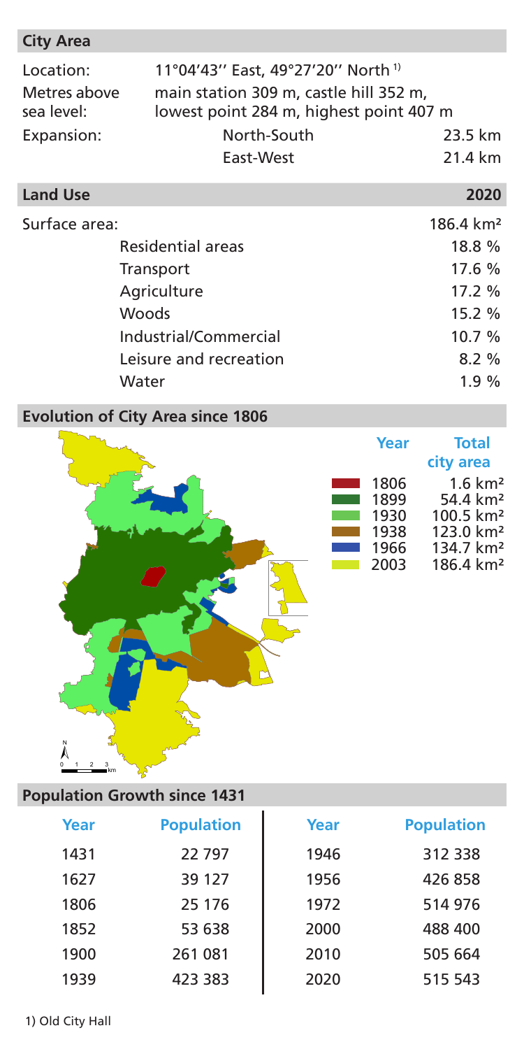## City Area

| | | |
|---|---|---|
| Location: | 11°04'43'' East, 49°27'20'' North [1] | |
| Metres above sea level: | main station 309 m, castle hill 352 m, lowest point 284 m, highest point 407 m | |
| Expansion: | North-South | 23.5 km |
| | East-West | 21.4 km |

## Land Use 2020

| | |
|---|---|
| Surface area: | 186.4 km² |
| Residential areas | 18.8 % |
| Transport | 17.6 % |
| Agriculture | 17.2 % |
| Woods | 15.2 % |
| Industrial/Commercial | 10.7 % |
| Leisure and recreation | 8.2 % |
| Water | 1.9 % |

## Evolution of City Area since 1806

| Year | Total city area |
|---|---|
| 1806 | 1.6 km² |
| 1899 | 54.4 km² |
| 1930 | 100.5 km² |
| 1938 | 123.0 km² |
| 1966 | 134.7 km² |
| 2003 | 186.4 km² |

## Population Growth since 1431

| Year | Population | Year | Population |
|---|---|---|---|
| 1431 | 22 797 | 1946 | 312 338 |
| 1627 | 39 127 | 1956 | 426 858 |
| 1806 | 25 176 | 1972 | 514 976 |
| 1852 | 53 638 | 2000 | 488 400 |
| 1900 | 261 081 | 2010 | 505 664 |
| 1939 | 423 383 | 2020 | 515 543 |

1) Old City Hall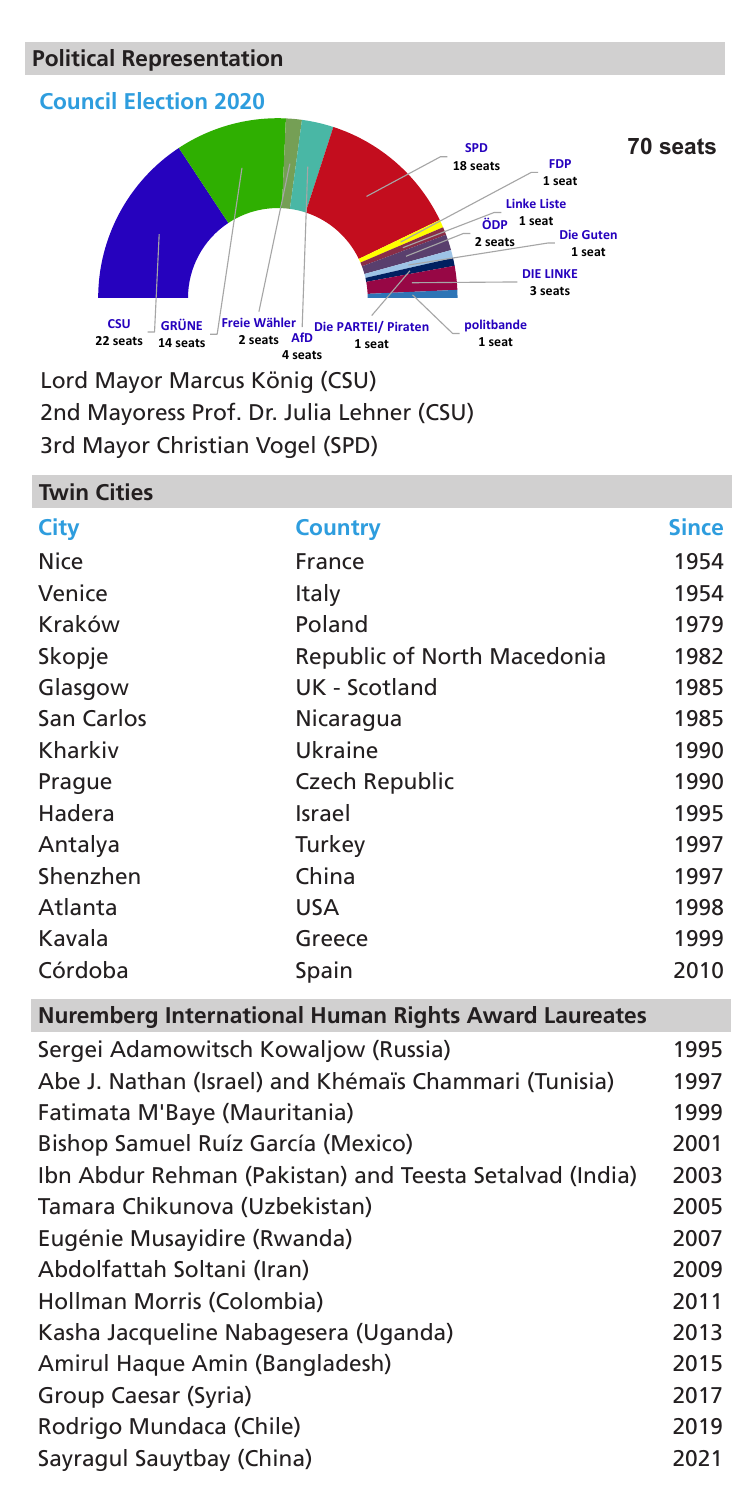## Political Representation

### Council Election 2020

70 seats

CSU 22 seats
GRÜNE 14 seats
Freie Wähler 2 seats
AfD 4 seats
Die PARTEI/ Piraten 1 seat
politbande 1 seat
DIE LINKE 3 seats
Die Guten 1 seat
ÖDP 2 seats
Linke Liste 1 seat
FDP 1 seat
SPD 18 seats

Lord Mayor Marcus König (CSU)
2nd Mayoress Prof. Dr. Julia Lehner (CSU)
3rd Mayor Christian Vogel (SPD)

## Twin Cities

| City | Country | Since |
|---|---|---|
| Nice | France | 1954 |
| Venice | Italy | 1954 |
| Kraków | Poland | 1979 |
| Skopje | Republic of North Macedonia | 1982 |
| Glasgow | UK - Scotland | 1985 |
| San Carlos | Nicaragua | 1985 |
| Kharkiv | Ukraine | 1990 |
| Prague | Czech Republic | 1990 |
| Hadera | Israel | 1995 |
| Antalya | Turkey | 1997 |
| Shenzhen | China | 1997 |
| Atlanta | USA | 1998 |
| Kavala | Greece | 1999 |
| Córdoba | Spain | 2010 |

## Nuremberg International Human Rights Award Laureates

| Laureate | Year |
|---|---|
| Sergei Adamowitsch Kowaljow (Russia) | 1995 |
| Abe J. Nathan (Israel) and Khémaïs Chammari (Tunisia) | 1997 |
| Fatimata M'Baye (Mauritania) | 1999 |
| Bishop Samuel Ruíz García (Mexico) | 2001 |
| Ibn Abdur Rehman (Pakistan) and Teesta Setalvad (India) | 2003 |
| Tamara Chikunova (Uzbekistan) | 2005 |
| Eugénie Musayidire (Rwanda) | 2007 |
| Abdolfattah Soltani (Iran) | 2009 |
| Hollman Morris (Colombia) | 2011 |
| Kasha Jacqueline Nabagesera (Uganda) | 2013 |
| Amirul Haque Amin (Bangladesh) | 2015 |
| Group Caesar (Syria) | 2017 |
| Rodrigo Mundaca (Chile) | 2019 |
| Sayragul Sauytbay (China) | 2021 |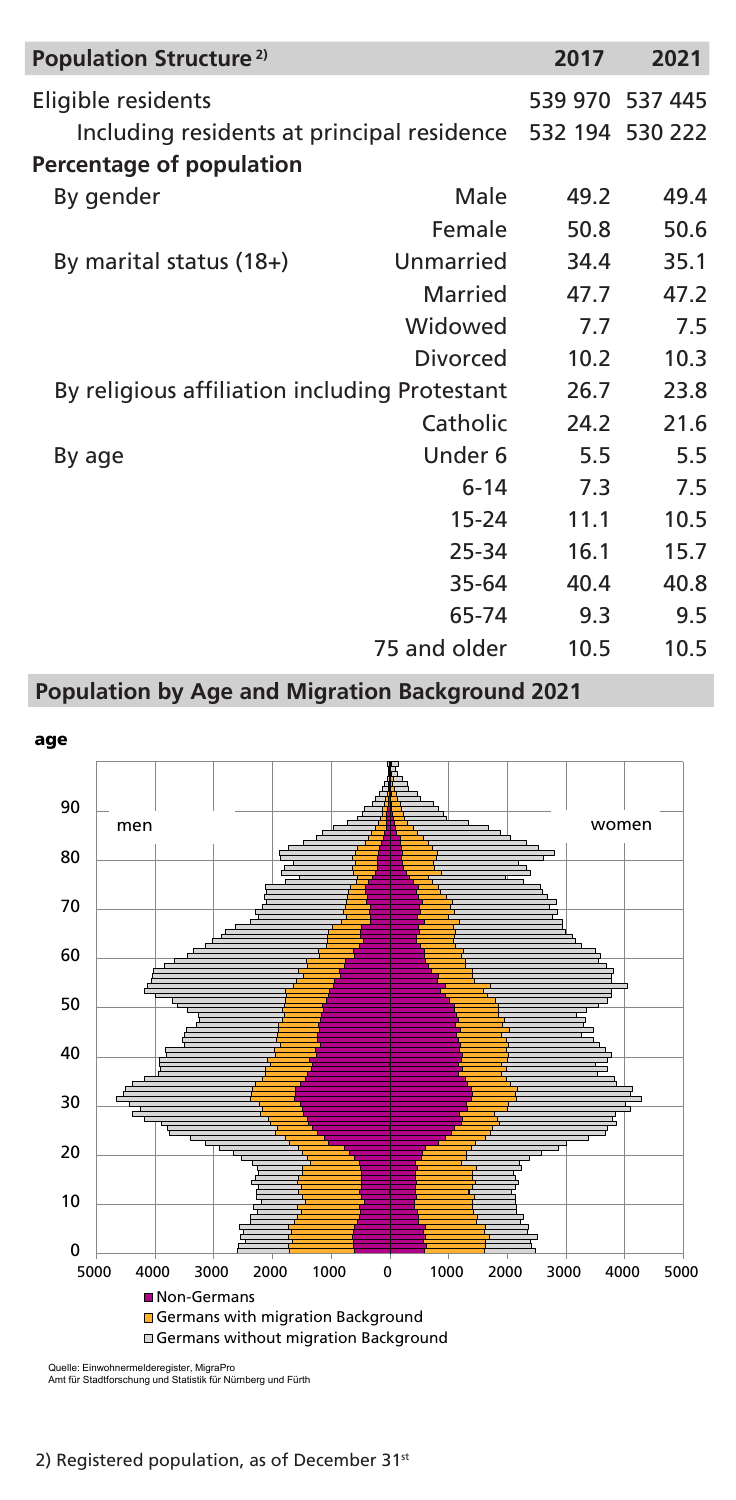| Population Structure [2] | | 2017 | 2021 |
|---|---|---|---|
| Eligible residents | | 539 970 | 537 445 |
| Including residents at principal residence | | 532 194 | 530 222 |
| **Percentage of population** | | | |
| By gender | Male | 49.2 | 49.4 |
| | Female | 50.8 | 50.6 |
| By marital status (18+) | Unmarried | 34.4 | 35.1 |
| | Married | 47.7 | 47.2 |
| | Widowed | 7.7 | 7.5 |
| | Divorced | 10.2 | 10.3 |
| By religious affiliation including Protestant | | 26.7 | 23.8 |
| | Catholic | 24.2 | 21.6 |
| By age | Under 6 | 5.5 | 5.5 |
| | 6-14 | 7.3 | 7.5 |
| | 15-24 | 11.1 | 10.5 |
| | 25-34 | 16.1 | 15.7 |
| | 35-64 | 40.4 | 40.8 |
| | 65-74 | 9.3 | 9.5 |
| | 75 and older | 10.5 | 10.5 |

## Population by Age and Migration Background 2021

age

men | women

Legend: Non-Germans; Germans with migration Background; Germans without migration Background

Quelle: Einwohnermelderegister, MigraPro
Amt für Stadtforschung und Statistik für Nürnberg und Fürth

2) Registered population, as of December 31st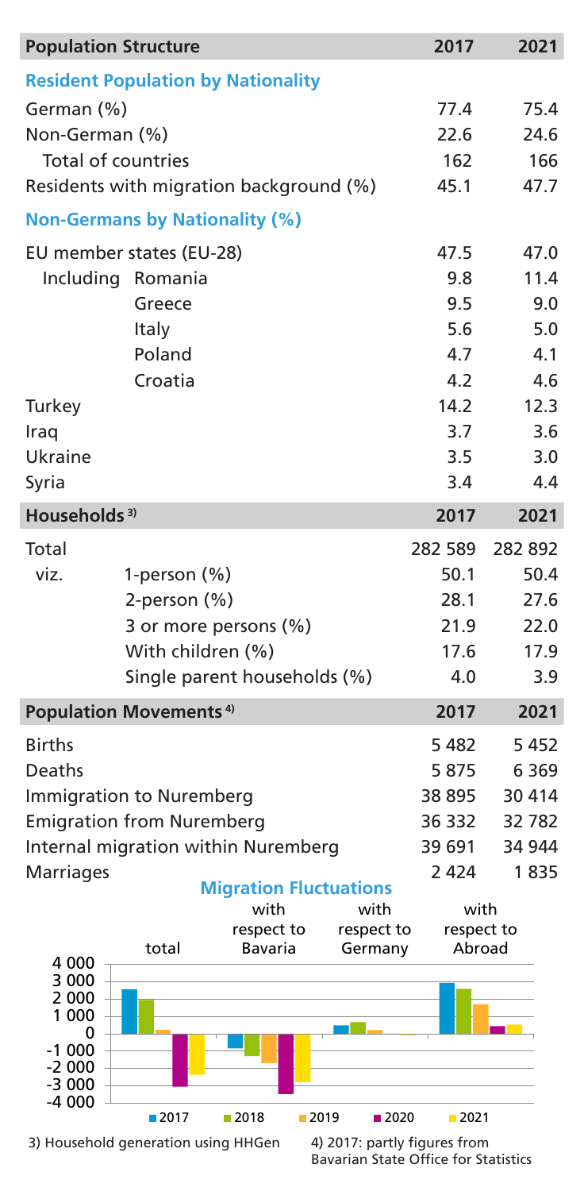| Population Structure | 2017 | 2021 |
|---|---|---|
| **Resident Population by Nationality** | | |
| German (%) | 77.4 | 75.4 |
| Non-German (%) | 22.6 | 24.6 |
| Total of countries | 162 | 166 |
| Residents with migration background (%) | 45.1 | 47.7 |
| **Non-Germans by Nationality (%)** | | |
| EU member states (EU-28) | 47.5 | 47.0 |
| Including Romania | 9.8 | 11.4 |
| Greece | 9.5 | 9.0 |
| Italy | 5.6 | 5.0 |
| Poland | 4.7 | 4.1 |
| Croatia | 4.2 | 4.6 |
| Turkey | 14.2 | 12.3 |
| Iraq | 3.7 | 3.6 |
| Ukraine | 3.5 | 3.0 |
| Syria | 3.4 | 4.4 |

| Households [3] | 2017 | 2021 |
|---|---|---|
| Total | 282 589 | 282 892 |
| viz. 1-person (%) | 50.1 | 50.4 |
| 2-person (%) | 28.1 | 27.6 |
| 3 or more persons (%) | 21.9 | 22.0 |
| With children (%) | 17.6 | 17.9 |
| Single parent households (%) | 4.0 | 3.9 |

| Population Movements [4] | 2017 | 2021 |
|---|---|---|
| Births | 5 482 | 5 452 |
| Deaths | 5 875 | 6 369 |
| Immigration to Nuremberg | 38 895 | 30 414 |
| Emigration from Nuremberg | 36 332 | 32 782 |
| Internal migration within Nuremberg | 39 691 | 34 944 |
| Marriages | 2 424 | 1 835 |

**Migration Fluctuations**

total | with respect to Bavaria | with respect to Germany | with respect to Abroad

4 000, 3 000, 2 000, 1 000, 0, -1 000, -2 000, -3 000, -4 000

2017 | 2018 | 2019 | 2020 | 2021

3) Household generation using HHGen

4) 2017: partly figures from Bavarian State Office for Statistics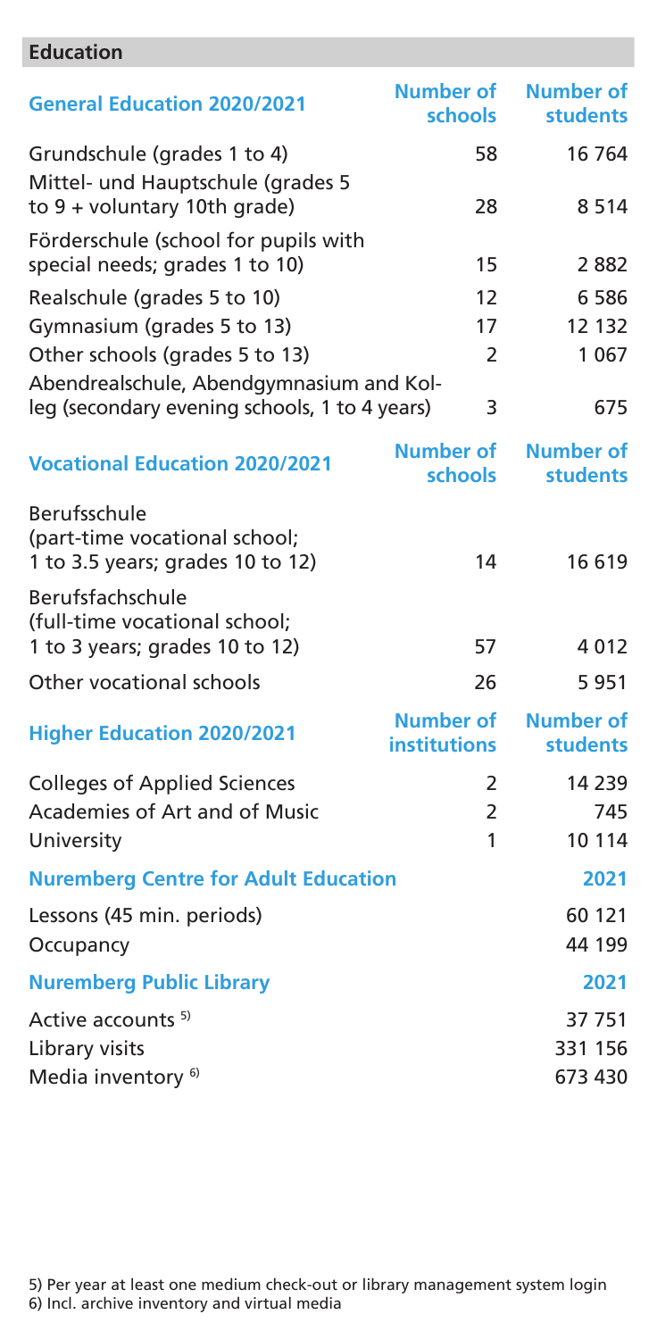## Education

| General Education 2020/2021 | Number of schools | Number of students |
|---|---|---|
| Grundschule (grades 1 to 4) | 58 | 16 764 |
| Mittel- und Hauptschule (grades 5 to 9 + voluntary 10th grade) | 28 | 8 514 |
| Förderschule (school for pupils with special needs; grades 1 to 10) | 15 | 2 882 |
| Realschule (grades 5 to 10) | 12 | 6 586 |
| Gymnasium (grades 5 to 13) | 17 | 12 132 |
| Other schools (grades 5 to 13) | 2 | 1 067 |
| Abendrealschule, Abendgymnasium and Kolleg (secondary evening schools, 1 to 4 years) | 3 | 675 |

| Vocational Education 2020/2021 | Number of schools | Number of students |
|---|---|---|
| Berufsschule (part-time vocational school; 1 to 3.5 years; grades 10 to 12) | 14 | 16 619 |
| Berufsfachschule (full-time vocational school; 1 to 3 years; grades 10 to 12) | 57 | 4 012 |
| Other vocational schools | 26 | 5 951 |

| Higher Education 2020/2021 | Number of institutions | Number of students |
|---|---|---|
| Colleges of Applied Sciences | 2 | 14 239 |
| Academies of Art and of Music | 2 | 745 |
| University | 1 | 10 114 |

| Nuremberg Centre for Adult Education | 2021 |
|---|---|
| Lessons (45 min. periods) | 60 121 |
| Occupancy | 44 199 |

| Nuremberg Public Library | 2021 |
|---|---|
| Active accounts [5] | 37 751 |
| Library visits | 331 156 |
| Media inventory [6] | 673 430 |

5) Per year at least one medium check-out or library management system login
6) Incl. archive inventory and virtual media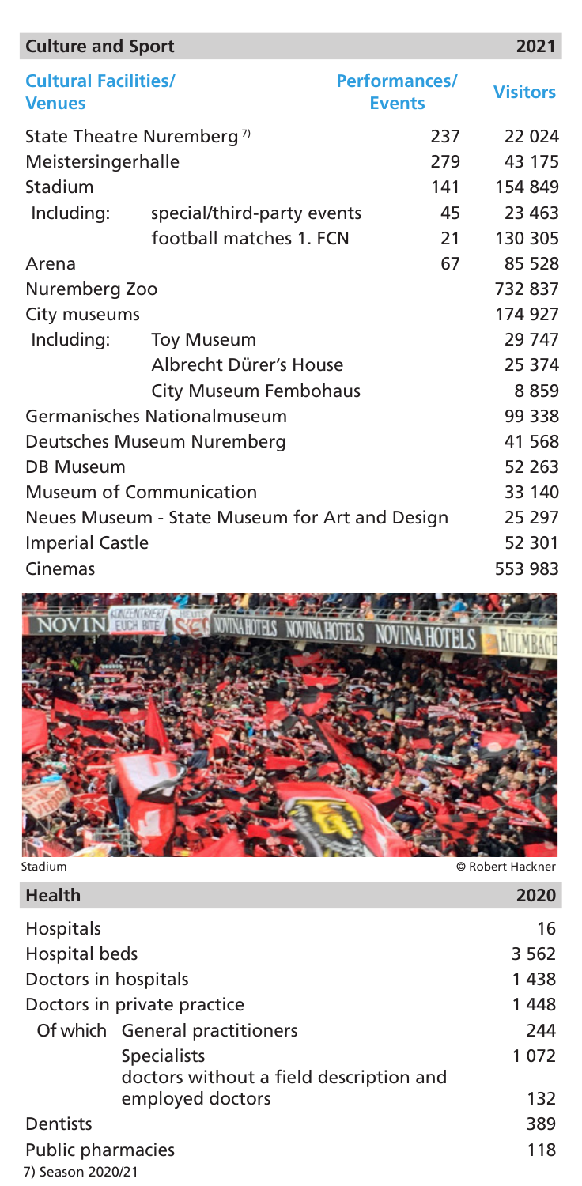## Culture and Sport — 2021

| Cultural Facilities/ Venues | | Performances/ Events | Visitors |
|---|---|---|---|
| State Theatre Nuremberg [7] | | 237 | 22 024 |
| Meistersingerhalle | | 279 | 43 175 |
| Stadium | | 141 | 154 849 |
| Including: | special/third-party events | 45 | 23 463 |
| | football matches 1. FCN | 21 | 130 305 |
| Arena | | 67 | 85 528 |
| Nuremberg Zoo | | | 732 837 |
| City museums | | | 174 927 |
| Including: | Toy Museum | | 29 747 |
| | Albrecht Dürer's House | | 25 374 |
| | City Museum Fembohaus | | 8 859 |
| Germanisches Nationalmuseum | | | 99 338 |
| Deutsches Museum Nuremberg | | | 41 568 |
| DB Museum | | | 52 263 |
| Museum of Communication | | | 33 140 |
| Neues Museum - State Museum for Art and Design | | | 25 297 |
| Imperial Castle | | | 52 301 |
| Cinemas | | | 553 983 |

Stadium © Robert Hackner

## Health — 2020

| | | 2020 |
|---|---|---|
| Hospitals | | 16 |
| Hospital beds | | 3 562 |
| Doctors in hospitals | | 1 438 |
| Doctors in private practice | | 1 448 |
| Of which | General practitioners | 244 |
| | Specialists | 1 072 |
| | doctors without a field description and employed doctors | 132 |
| Dentists | | 389 |
| Public pharmacies | | 118 |

7) Season 2020/21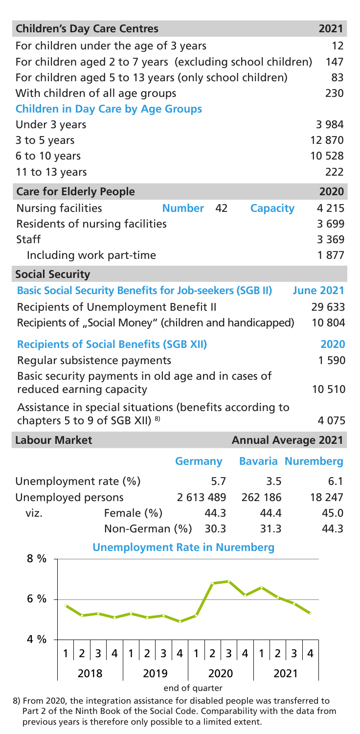| Children's Day Care Centres | 2021 |
|---|---|
| For children under the age of 3 years | 12 |
| For children aged 2 to 7 years (excluding school children) | 147 |
| For children aged 5 to 13 years (only school children) | 83 |
| With children of all age groups | 230 |
| **Children in Day Care by Age Groups** | |
| Under 3 years | 3 984 |
| 3 to 5 years | 12 870 |
| 6 to 10 years | 10 528 |
| 11 to 13 years | 222 |

| Care for Elderly People | | | | 2020 |
|---|---|---|---|---|
| Nursing facilities | Number | 42 | Capacity | 4 215 |
| Residents of nursing facilities | | | | 3 699 |
| Staff | | | | 3 369 |
| Including work part-time | | | | 1 877 |

| Social Security | |
|---|---|
| **Basic Social Security Benefits for Job-seekers (SGB II)** | **June 2021** |
| Recipients of Unemployment Benefit II | 29 633 |
| Recipients of „Social Money" (children and handicapped) | 10 804 |
| **Recipients of Social Benefits (SGB XII)** | **2020** |
| Regular subsistence payments | 1 590 |
| Basic security payments in old age and in cases of reduced earning capacity | 10 510 |
| Assistance in special situations (benefits according to chapters 5 to 9 of SGB XII) [8] | 4 075 |

| Labour Market | | Annual Average 2021 | | |
|---|---|---|---|---|
| | | Germany | Bavaria | Nuremberg |
| Unemployment rate (%) | | 5.7 | 3.5 | 6.1 |
| Unemployed persons | | 2 613 489 | 262 186 | 18 247 |
| viz. | Female (%) | 44.3 | 44.4 | 45.0 |
| | Non-German (%) | 30.3 | 31.3 | 44.3 |

**Unemployment Rate in Nuremberg**

(Chart: y-axis 4 % – 8 %; x-axis quarters 1–4 of 2018, 2019, 2020, 2021; end of quarter)

8) From 2020, the integration assistance for disabled people was transferred to Part 2 of the Ninth Book of the Social Code. Comparability with the data from previous years is therefore only possible to a limited extent.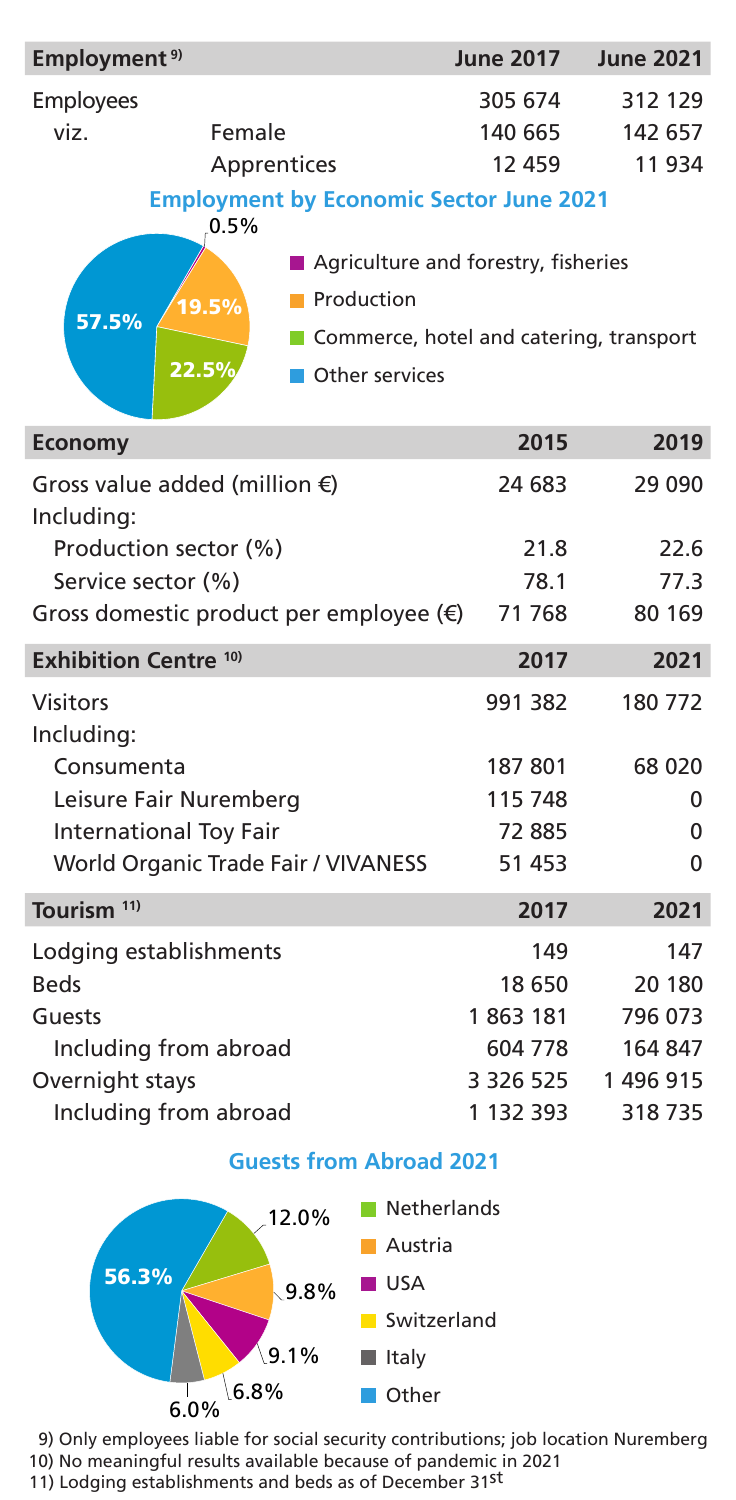| Employment [9] | | June 2017 | June 2021 |
|---|---|---|---|
| Employees | | 305 674 | 312 129 |
| viz. | Female | 140 665 | 142 657 |
| | Apprentices | 12 459 | 11 934 |

**Employment by Economic Sector June 2021**

- Agriculture and forestry, fisheries: 0.5%
- Production: 19.5%
- Commerce, hotel and catering, transport: 22.5%
- Other services: 57.5%

| Economy | 2015 | 2019 |
|---|---|---|
| Gross value added (million €) | 24 683 | 29 090 |
| Including: | | |
| Production sector (%) | 21.8 | 22.6 |
| Service sector (%) | 78.1 | 77.3 |
| Gross domestic product per employee (€) | 71 768 | 80 169 |

| Exhibition Centre [10] | 2017 | 2021 |
|---|---|---|
| Visitors | 991 382 | 180 772 |
| Including: | | |
| Consumenta | 187 801 | 68 020 |
| Leisure Fair Nuremberg | 115 748 | 0 |
| International Toy Fair | 72 885 | 0 |
| World Organic Trade Fair / VIVANESS | 51 453 | 0 |

| Tourism [11] | 2017 | 2021 |
|---|---|---|
| Lodging establishments | 149 | 147 |
| Beds | 18 650 | 20 180 |
| Guests | 1 863 181 | 796 073 |
| Including from abroad | 604 778 | 164 847 |
| Overnight stays | 3 326 525 | 1 496 915 |
| Including from abroad | 1 132 393 | 318 735 |

**Guests from Abroad 2021**

- Netherlands: 12.0%
- Austria: 9.8%
- USA: 9.1%
- Switzerland: 6.8%
- Italy: 6.0%
- Other: 56.3%

9) Only employees liable for social security contributions; job location Nuremberg
10) No meaningful results available because of pandemic in 2021
11) Lodging establishments and beds as of December 31st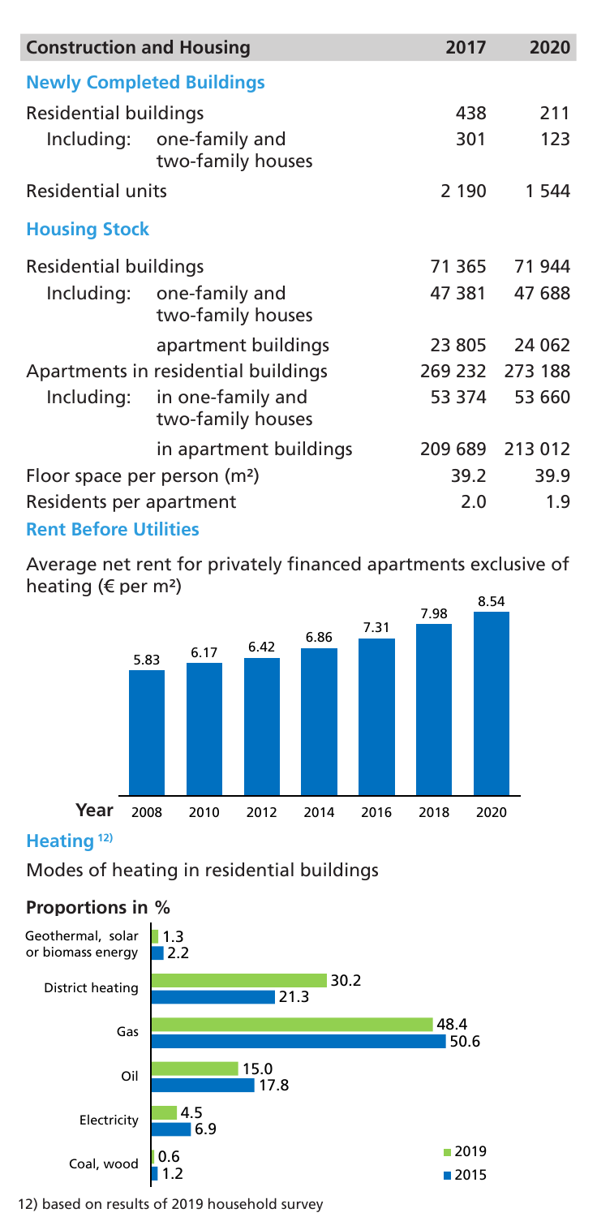| Construction and Housing | | 2017 | 2020 |
|---|---|---|---|
| **Newly Completed Buildings** | | | |
| Residential buildings | | 438 | 211 |
| Including: | one-family and two-family houses | 301 | 123 |
| Residential units | | 2 190 | 1 544 |
| **Housing Stock** | | | |
| Residential buildings | | 71 365 | 71 944 |
| Including: | one-family and two-family houses | 47 381 | 47 688 |
| | apartment buildings | 23 805 | 24 062 |
| Apartments in residential buildings | | 269 232 | 273 188 |
| Including: | in one-family and two-family houses | 53 374 | 53 660 |
| | in apartment buildings | 209 689 | 213 012 |
| Floor space per person (m²) | | 39.2 | 39.9 |
| Residents per apartment | | 2.0 | 1.9 |

### Rent Before Utilities

Average net rent for privately financed apartments exclusive of heating (€ per m²)

| Year | 2008 | 2010 | 2012 | 2014 | 2016 | 2018 | 2020 |
|---|---|---|---|---|---|---|---|
| € per m² | 5.83 | 6.17 | 6.42 | 6.86 | 7.31 | 7.98 | 8.54 |

### Heating [12]

Modes of heating in residential buildings

**Proportions in %**

| | 2019 | 2015 |
|---|---|---|
| Geothermal, solar or biomass energy | 1.3 | 2.2 |
| District heating | 30.2 | 21.3 |
| Gas | 48.4 | 50.6 |
| Oil | 15.0 | 17.8 |
| Electricity | 4.5 | 6.9 |
| Coal, wood | 0.6 | 1.2 |

12) based on results of 2019 household survey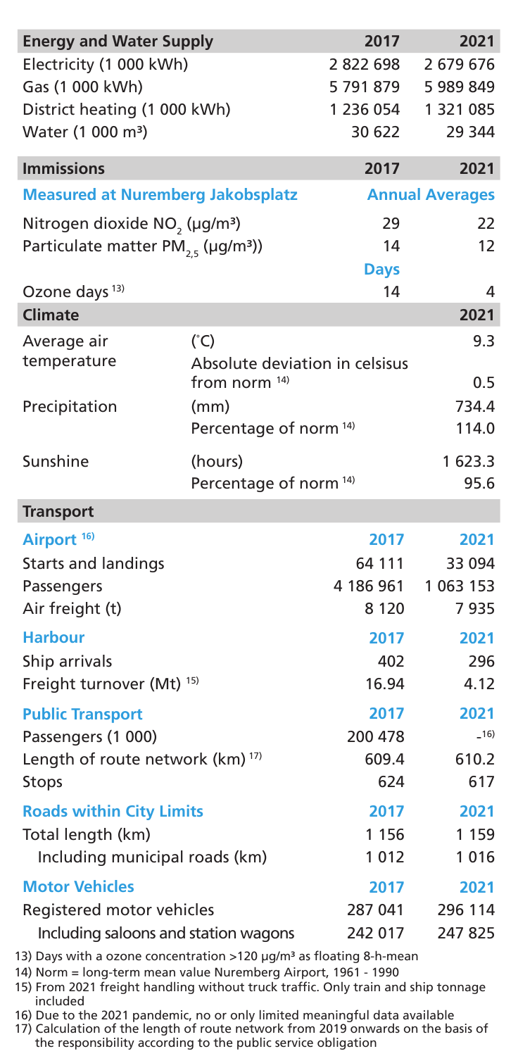| Energy and Water Supply | 2017 | 2021 |
|---|---|---|
| Electricity (1 000 kWh) | 2 822 698 | 2 679 676 |
| Gas (1 000 kWh) | 5 791 879 | 5 989 849 |
| District heating (1 000 kWh) | 1 236 054 | 1 321 085 |
| Water (1 000 m³) | 30 622 | 29 344 |

| Immissions | 2017 | 2021 |
|---|---|---|
| **Measured at Nuremberg Jakobsplatz** | **Annual Averages** | |
| Nitrogen dioxide $NO_2$ (µg/m³) | 29 | 22 |
| Particulate matter $PM_{2,5}$ (µg/m³)) | 14 | 12 |
| | **Days** | |
| Ozone days [13] | 14 | 4 |

| Climate | | 2021 |
|---|---|---|
| Average air temperature | (°C) | 9.3 |
| | Absolute deviation in celsius from norm [14] | 0.5 |
| Precipitation | (mm) | 734.4 |
| | Percentage of norm [14] | 114.0 |
| Sunshine | (hours) | 1 623.3 |
| | Percentage of norm [14] | 95.6 |

| Transport | | |
|---|---|---|
| **Airport [16]** | **2017** | **2021** |
| Starts and landings | 64 111 | 33 094 |
| Passengers | 4 186 961 | 1 063 153 |
| Air freight (t) | 8 120 | 7 935 |
| **Harbour** | **2017** | **2021** |
| Ship arrivals | 402 | 296 |
| Freight turnover (Mt) [15] | 16.94 | 4.12 |
| **Public Transport** | **2017** | **2021** |
| Passengers (1 000) | 200 478 | –[16] |
| Length of route network (km) [17] | 609.4 | 610.2 |
| Stops | 624 | 617 |
| **Roads within City Limits** | **2017** | **2021** |
| Total length (km) | 1 156 | 1 159 |
| Including municipal roads (km) | 1 012 | 1 016 |
| **Motor Vehicles** | **2017** | **2021** |
| Registered motor vehicles | 287 041 | 296 114 |
| Including saloons and station wagons | 242 017 | 247 825 |

13) Days with a ozone concentration >120 µg/m³ as floating 8-h-mean
14) Norm = long-term mean value Nuremberg Airport, 1961 - 1990
15) From 2021 freight handling without truck traffic. Only train and ship tonnage included
16) Due to the 2021 pandemic, no or only limited meaningful data available
17) Calculation of the length of route network from 2019 onwards on the basis of the responsibility according to the public service obligation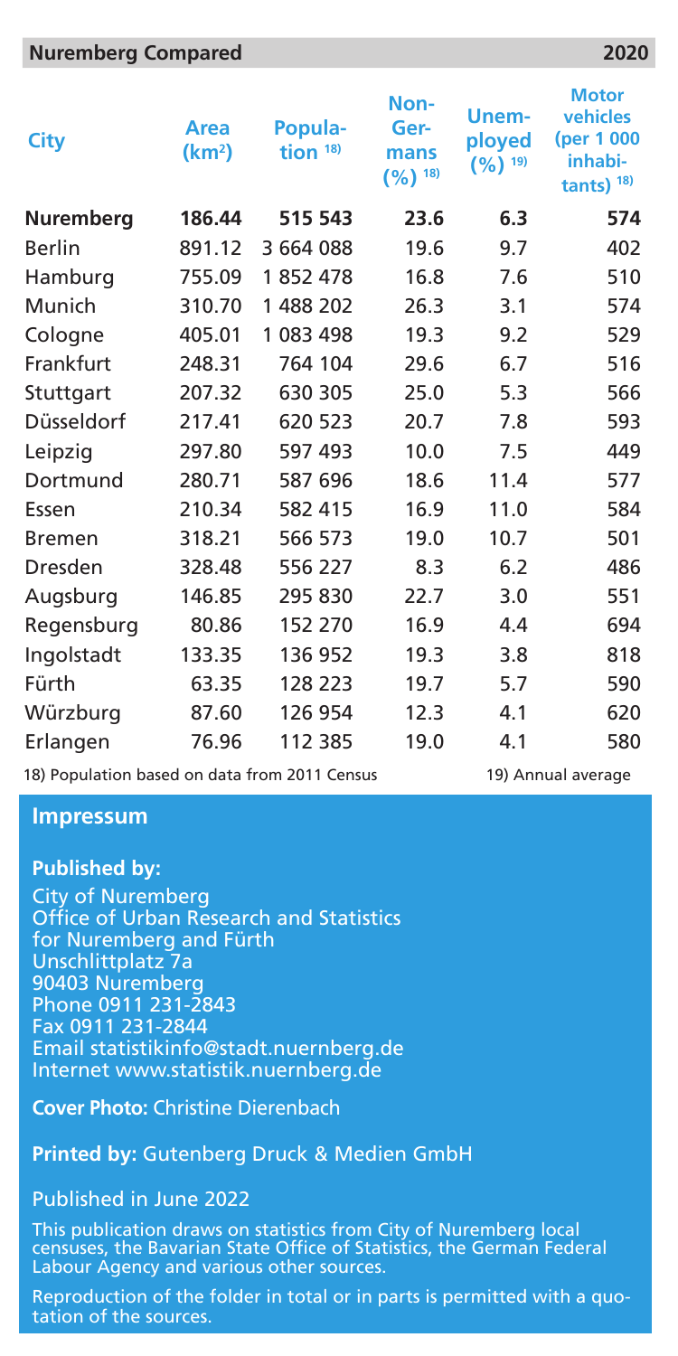## Nuremberg Compared 2020

| City | Area (km²) | Population [18] | Non-Germans (%) [18] | Unemployed (%) [19] | Motor vehicles (per 1 000 inhabitants) [18] |
|---|---|---|---|---|---|
| **Nuremberg** | **186.44** | **515 543** | **23.6** | **6.3** | **574** |
| Berlin | 891.12 | 3 664 088 | 19.6 | 9.7 | 402 |
| Hamburg | 755.09 | 1 852 478 | 16.8 | 7.6 | 510 |
| Munich | 310.70 | 1 488 202 | 26.3 | 3.1 | 574 |
| Cologne | 405.01 | 1 083 498 | 19.3 | 9.2 | 529 |
| Frankfurt | 248.31 | 764 104 | 29.6 | 6.7 | 516 |
| Stuttgart | 207.32 | 630 305 | 25.0 | 5.3 | 566 |
| Düsseldorf | 217.41 | 620 523 | 20.7 | 7.8 | 593 |
| Leipzig | 297.80 | 597 493 | 10.0 | 7.5 | 449 |
| Dortmund | 280.71 | 587 696 | 18.6 | 11.4 | 577 |
| Essen | 210.34 | 582 415 | 16.9 | 11.0 | 584 |
| Bremen | 318.21 | 566 573 | 19.0 | 10.7 | 501 |
| Dresden | 328.48 | 556 227 | 8.3 | 6.2 | 486 |
| Augsburg | 146.85 | 295 830 | 22.7 | 3.0 | 551 |
| Regensburg | 80.86 | 152 270 | 16.9 | 4.4 | 694 |
| Ingolstadt | 133.35 | 136 952 | 19.3 | 3.8 | 818 |
| Fürth | 63.35 | 128 223 | 19.7 | 5.7 | 590 |
| Würzburg | 87.60 | 126 954 | 12.3 | 4.1 | 620 |
| Erlangen | 76.96 | 112 385 | 19.0 | 4.1 | 580 |

18) Population based on data from 2011 Census

19) Annual average

## Impressum

**Published by:**

City of Nuremberg
Office of Urban Research and Statistics
for Nuremberg and Fürth
Unschlittplatz 7a
90403 Nuremberg
Phone 0911 231-2843
Fax 0911 231-2844
Email statistikinfo@stadt.nuernberg.de
Internet www.statistik.nuernberg.de

**Cover Photo:** Christine Dierenbach

**Printed by:** Gutenberg Druck & Medien GmbH

Published in June 2022

This publication draws on statistics from City of Nuremberg local censuses, the Bavarian State Office of Statistics, the German Federal Labour Agency and various other sources.

Reproduction of the folder in total or in parts is permitted with a quotation of the sources.